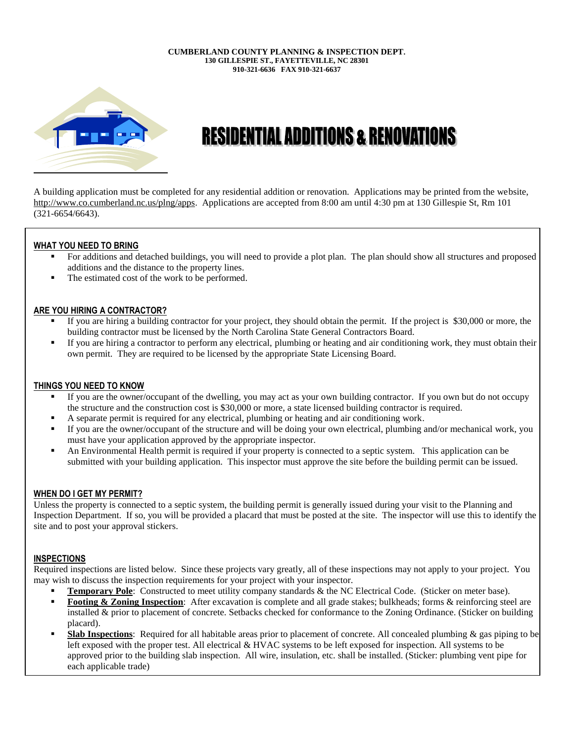**CUMBERLAND COUNTY PLANNING & INSPECTION DEPT.**
**130 GILLESPIE ST., FAYETTEVILLE, NC 28301**
**910-321-6636 FAX 910-321-6637**

# RESIDENTIAL ADDITIONS & RENOVATIONS

A building application must be completed for any residential addition or renovation. Applications may be printed from the website, http://www.co.cumberland.nc.us/plng/apps. Applications are accepted from 8:00 am until 4:30 pm at 130 Gillespie St, Rm 101 (321-6654/6643).

## WHAT YOU NEED TO BRING

- For additions and detached buildings, you will need to provide a plot plan. The plan should show all structures and proposed additions and the distance to the property lines.
- The estimated cost of the work to be performed.

## ARE YOU HIRING A CONTRACTOR?

- If you are hiring a building contractor for your project, they should obtain the permit. If the project is $30,000 or more, the building contractor must be licensed by the North Carolina State General Contractors Board.
- If you are hiring a contractor to perform any electrical, plumbing or heating and air conditioning work, they must obtain their own permit. They are required to be licensed by the appropriate State Licensing Board.

## THINGS YOU NEED TO KNOW

- If you are the owner/occupant of the dwelling, you may act as your own building contractor. If you own but do not occupy the structure and the construction cost is $30,000 or more, a state licensed building contractor is required.
- A separate permit is required for any electrical, plumbing or heating and air conditioning work.
- If you are the owner/occupant of the structure and will be doing your own electrical, plumbing and/or mechanical work, you must have your application approved by the appropriate inspector.
- An Environmental Health permit is required if your property is connected to a septic system. This application can be submitted with your building application. This inspector must approve the site before the building permit can be issued.

## WHEN DO I GET MY PERMIT?

Unless the property is connected to a septic system, the building permit is generally issued during your visit to the Planning and Inspection Department. If so, you will be provided a placard that must be posted at the site. The inspector will use this to identify the site and to post your approval stickers.

## INSPECTIONS

Required inspections are listed below. Since these projects vary greatly, all of these inspections may not apply to your project. You may wish to discuss the inspection requirements for your project with your inspector.

- **Temporary Pole**: Constructed to meet utility company standards & the NC Electrical Code. (Sticker on meter base).
- **Footing & Zoning Inspection**: After excavation is complete and all grade stakes; bulkheads; forms & reinforcing steel are installed & prior to placement of concrete. Setbacks checked for conformance to the Zoning Ordinance. (Sticker on building placard).
- **Slab Inspections**: Required for all habitable areas prior to placement of concrete. All concealed plumbing & gas piping to be left exposed with the proper test. All electrical & HVAC systems to be left exposed for inspection. All systems to be approved prior to the building slab inspection. All wire, insulation, etc. shall be installed. (Sticker: plumbing vent pipe for each applicable trade)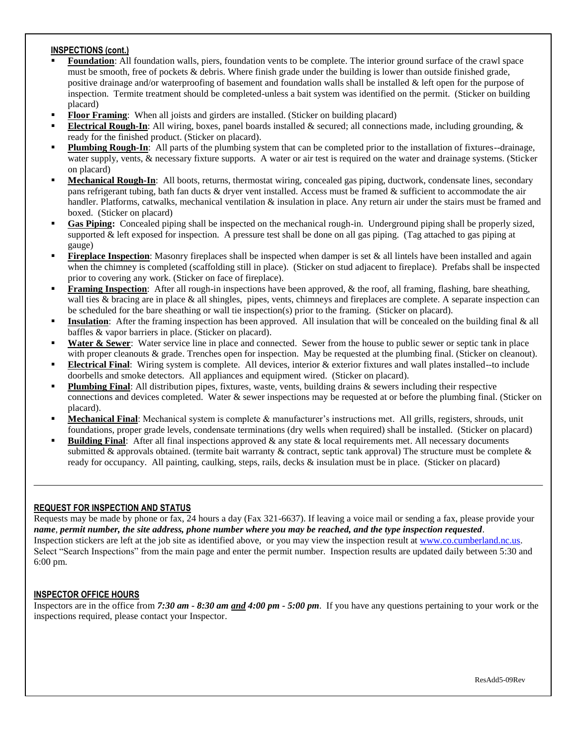#### INSPECTIONS (cont.)

- **Foundation**: All foundation walls, piers, foundation vents to be complete. The interior ground surface of the crawl space must be smooth, free of pockets & debris. Where finish grade under the building is lower than outside finished grade, positive drainage and/or waterproofing of basement and foundation walls shall be installed & left open for the purpose of inspection. Termite treatment should be completed-unless a bait system was identified on the permit. (Sticker on building placard)
- **Floor Framing**: When all joists and girders are installed. (Sticker on building placard)
- **Electrical Rough-In**: All wiring, boxes, panel boards installed & secured; all connections made, including grounding, & ready for the finished product. (Sticker on placard).
- **Plumbing Rough-In**: All parts of the plumbing system that can be completed prior to the installation of fixtures--drainage, water supply, vents, & necessary fixture supports. A water or air test is required on the water and drainage systems. (Sticker on placard)
- **Mechanical Rough-In**: All boots, returns, thermostat wiring, concealed gas piping, ductwork, condensate lines, secondary pans refrigerant tubing, bath fan ducts & dryer vent installed. Access must be framed & sufficient to accommodate the air handler. Platforms, catwalks, mechanical ventilation & insulation in place. Any return air under the stairs must be framed and boxed. (Sticker on placard)
- **Gas Piping:** Concealed piping shall be inspected on the mechanical rough-in. Underground piping shall be properly sized, supported & left exposed for inspection. A pressure test shall be done on all gas piping. (Tag attached to gas piping at gauge)
- **Fireplace Inspection**: Masonry fireplaces shall be inspected when damper is set & all lintels have been installed and again when the chimney is completed (scaffolding still in place). (Sticker on stud adjacent to fireplace). Prefabs shall be inspected prior to covering any work. (Sticker on face of fireplace).
- **Framing Inspection**: After all rough-in inspections have been approved, & the roof, all framing, flashing, bare sheathing, wall ties & bracing are in place & all shingles, pipes, vents, chimneys and fireplaces are complete. A separate inspection can be scheduled for the bare sheathing or wall tie inspection(s) prior to the framing. (Sticker on placard).
- **Insulation**: After the framing inspection has been approved. All insulation that will be concealed on the building final & all baffles & vapor barriers in place. (Sticker on placard).
- **Water & Sewer**: Water service line in place and connected. Sewer from the house to public sewer or septic tank in place with proper cleanouts & grade. Trenches open for inspection. May be requested at the plumbing final. (Sticker on cleanout).
- **Electrical Final**: Wiring system is complete. All devices, interior & exterior fixtures and wall plates installed--to include doorbells and smoke detectors. All appliances and equipment wired. (Sticker on placard).
- **Plumbing Final**: All distribution pipes, fixtures, waste, vents, building drains & sewers including their respective connections and devices completed. Water & sewer inspections may be requested at or before the plumbing final. (Sticker on placard).
- **Mechanical Final**: Mechanical system is complete & manufacturer's instructions met. All grills, registers, shrouds, unit foundations, proper grade levels, condensate terminations (dry wells when required) shall be installed. (Sticker on placard)
- **Building Final**: After all final inspections approved & any state & local requirements met. All necessary documents submitted & approvals obtained. (termite bait warranty & contract, septic tank approval) The structure must be complete & ready for occupancy. All painting, caulking, steps, rails, decks & insulation must be in place. (Sticker on placard)

---

#### REQUEST FOR INSPECTION AND STATUS

Requests may be made by phone or fax, 24 hours a day (Fax 321-6637). If leaving a voice mail or sending a fax, please provide your ***name*, *permit number, the site address, phone number where you may be reached, and the type inspection requested***. Inspection stickers are left at the job site as identified above, or you may view the inspection result at www.co.cumberland.nc.us. Select "Search Inspections" from the main page and enter the permit number. Inspection results are updated daily between 5:30 and 6:00 pm.

#### INSPECTOR OFFICE HOURS

Inspectors are in the office from ***7:30 am - 8:30 am and 4:00 pm - 5:00 pm***. If you have any questions pertaining to your work or the inspections required, please contact your Inspector.

ResAdd5-09Rev